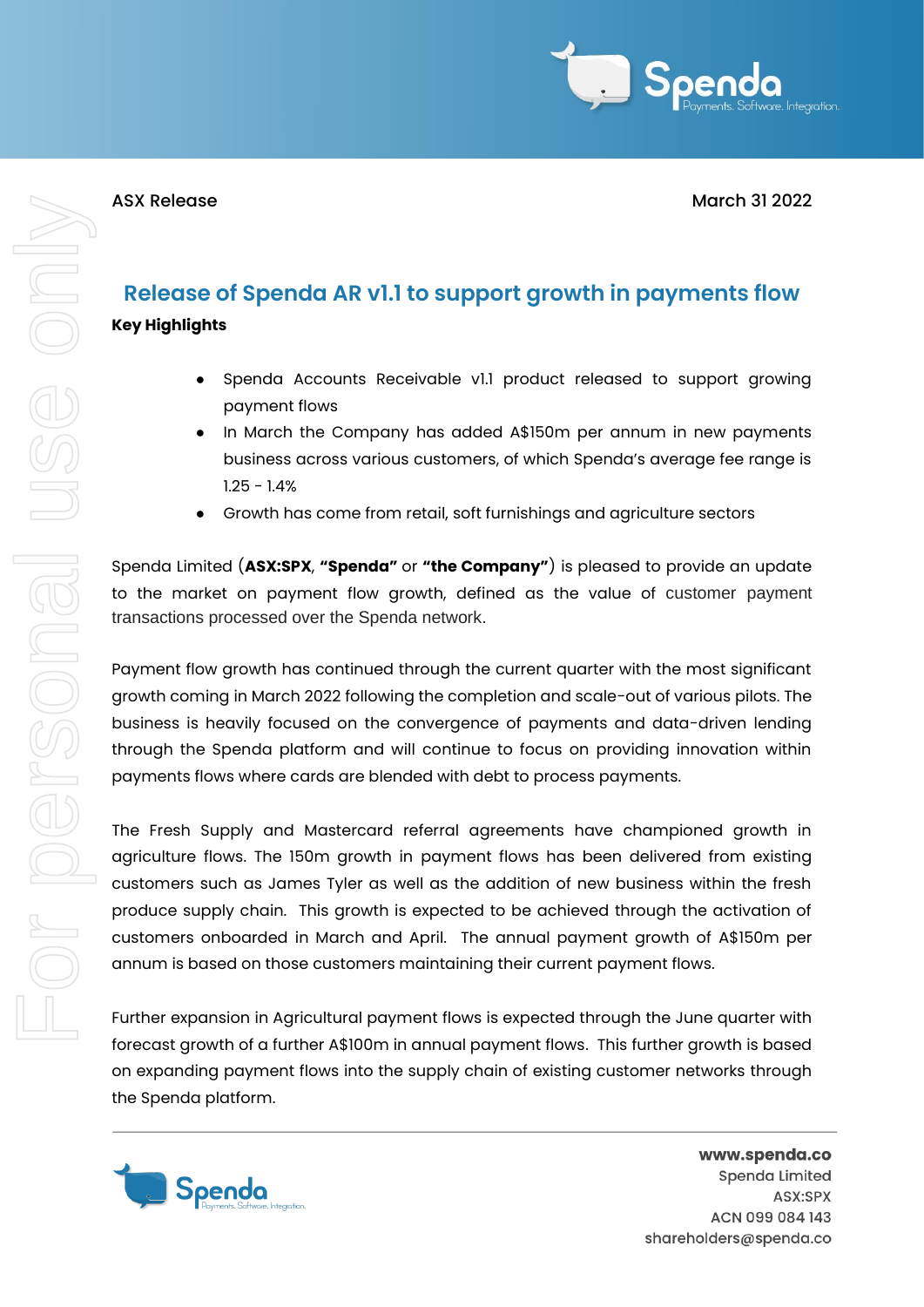ASX Release

March 31 2022

# Release of Spenda AR v1.1 to support growth in payments flow

**Key Highlights**

- Spenda Accounts Receivable v1.1 product released to support growing payment flows
- In March the Company has added A$150m per annum in new payments business across various customers, of which Spenda's average fee range is 1.25 - 1.4%
- Growth has come from retail, soft furnishings and agriculture sectors

Spenda Limited (**ASX:SPX**, **"Spenda"** or **"the Company"**) is pleased to provide an update to the market on payment flow growth, defined as the value of customer payment transactions processed over the Spenda network.

Payment flow growth has continued through the current quarter with the most significant growth coming in March 2022 following the completion and scale-out of various pilots. The business is heavily focused on the convergence of payments and data-driven lending through the Spenda platform and will continue to focus on providing innovation within payments flows where cards are blended with debt to process payments.

The Fresh Supply and Mastercard referral agreements have championed growth in agriculture flows. The 150m growth in payment flows has been delivered from existing customers such as James Tyler as well as the addition of new business within the fresh produce supply chain. This growth is expected to be achieved through the activation of customers onboarded in March and April. The annual payment growth of A$150m per annum is based on those customers maintaining their current payment flows.

Further expansion in Agricultural payment flows is expected through the June quarter with forecast growth of a further A$100m in annual payment flows. This further growth is based on expanding payment flows into the supply chain of existing customer networks through the Spenda platform.

**www.spenda.co**
Spenda Limited
ASX:SPX
ACN 099 084 143
shareholders@spenda.co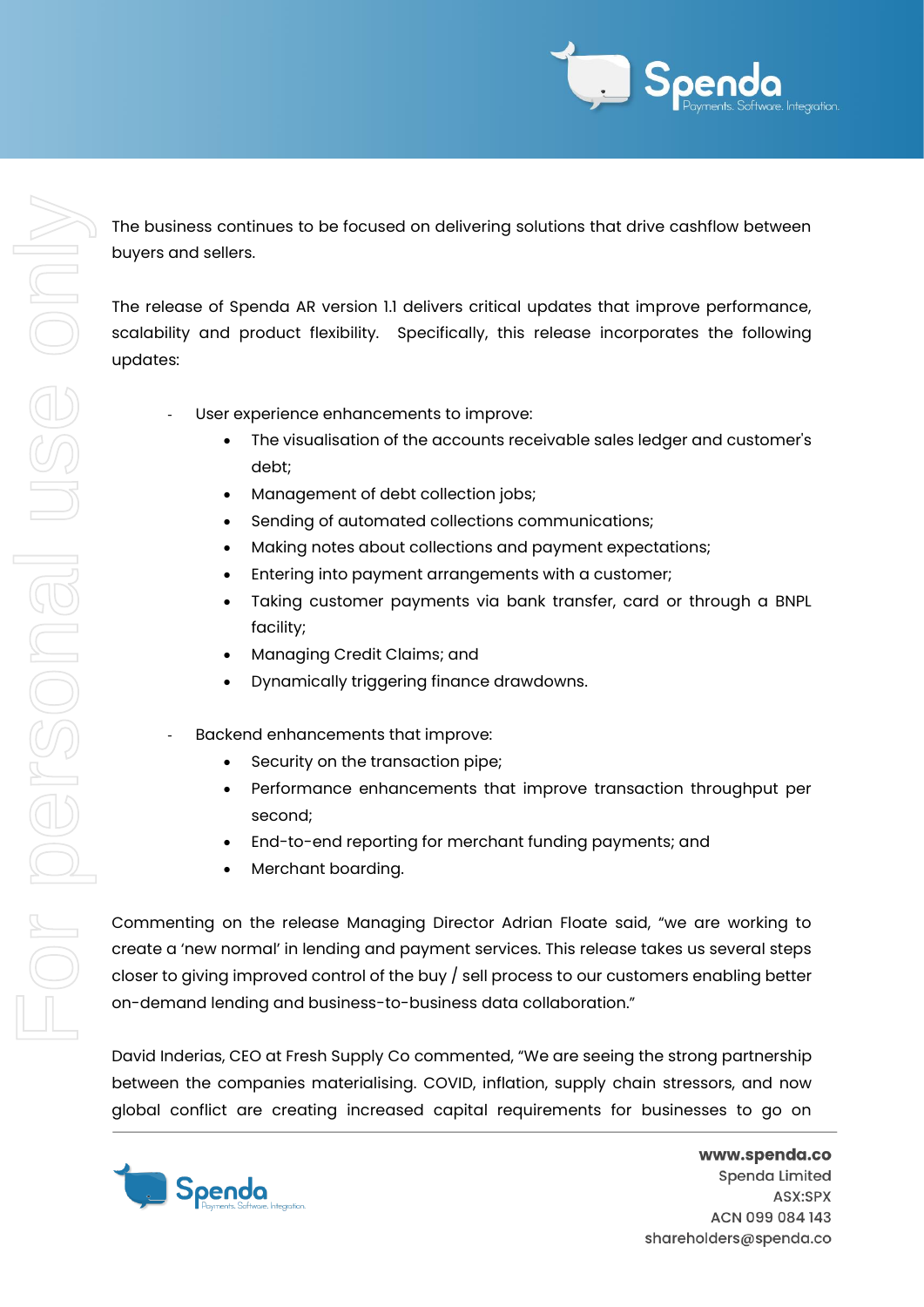The business continues to be focused on delivering solutions that drive cashflow between buyers and sellers.

The release of Spenda AR version 1.1 delivers critical updates that improve performance, scalability and product flexibility. Specifically, this release incorporates the following updates:

- User experience enhancements to improve:
  - The visualisation of the accounts receivable sales ledger and customer's debt;
  - Management of debt collection jobs;
  - Sending of automated collections communications;
  - Making notes about collections and payment expectations;
  - Entering into payment arrangements with a customer;
  - Taking customer payments via bank transfer, card or through a BNPL facility;
  - Managing Credit Claims; and
  - Dynamically triggering finance drawdowns.

- Backend enhancements that improve:
  - Security on the transaction pipe;
  - Performance enhancements that improve transaction throughput per second;
  - End-to-end reporting for merchant funding payments; and
  - Merchant boarding.

Commenting on the release Managing Director Adrian Floate said, "we are working to create a 'new normal' in lending and payment services. This release takes us several steps closer to giving improved control of the buy / sell process to our customers enabling better on-demand lending and business-to-business data collaboration."

David Inderias, CEO at Fresh Supply Co commented, "We are seeing the strong partnership between the companies materialising. COVID, inflation, supply chain stressors, and now global conflict are creating increased capital requirements for businesses to go on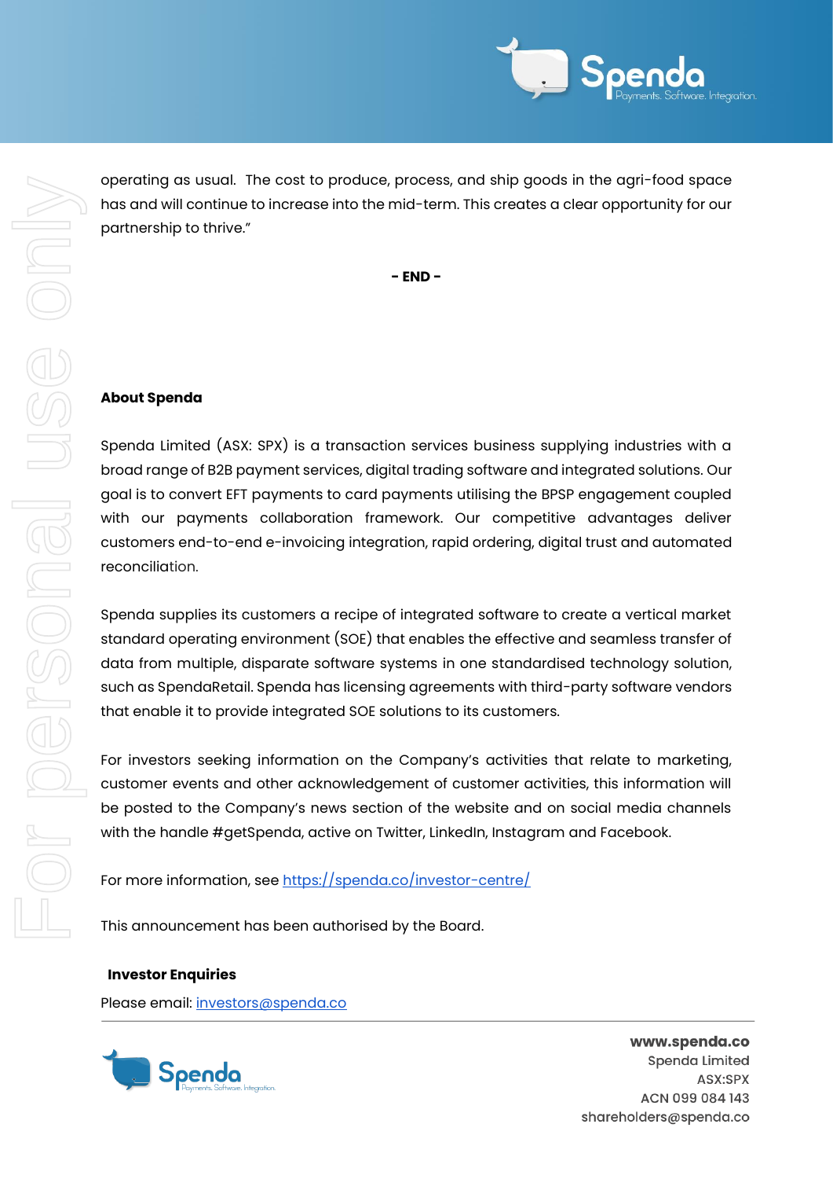operating as usual. The cost to produce, process, and ship goods in the agri-food space has and will continue to increase into the mid-term. This creates a clear opportunity for our partnership to thrive."

**- END -**

**About Spenda**

Spenda Limited (ASX: SPX) is a transaction services business supplying industries with a broad range of B2B payment services, digital trading software and integrated solutions. Our goal is to convert EFT payments to card payments utilising the BPSP engagement coupled with our payments collaboration framework. Our competitive advantages deliver customers end-to-end e-invoicing integration, rapid ordering, digital trust and automated reconciliation.

Spenda supplies its customers a recipe of integrated software to create a vertical market standard operating environment (SOE) that enables the effective and seamless transfer of data from multiple, disparate software systems in one standardised technology solution, such as SpendaRetail. Spenda has licensing agreements with third-party software vendors that enable it to provide integrated SOE solutions to its customers.

For investors seeking information on the Company's activities that relate to marketing, customer events and other acknowledgement of customer activities, this information will be posted to the Company's news section of the website and on social media channels with the handle #getSpenda, active on Twitter, LinkedIn, Instagram and Facebook.

For more information, see https://spenda.co/investor-centre/

This announcement has been authorised by the Board.

**Investor Enquiries**

Please email: investors@spenda.co

www.spenda.co
Spenda Limited
ASX:SPX
ACN 099 084 143
shareholders@spenda.co